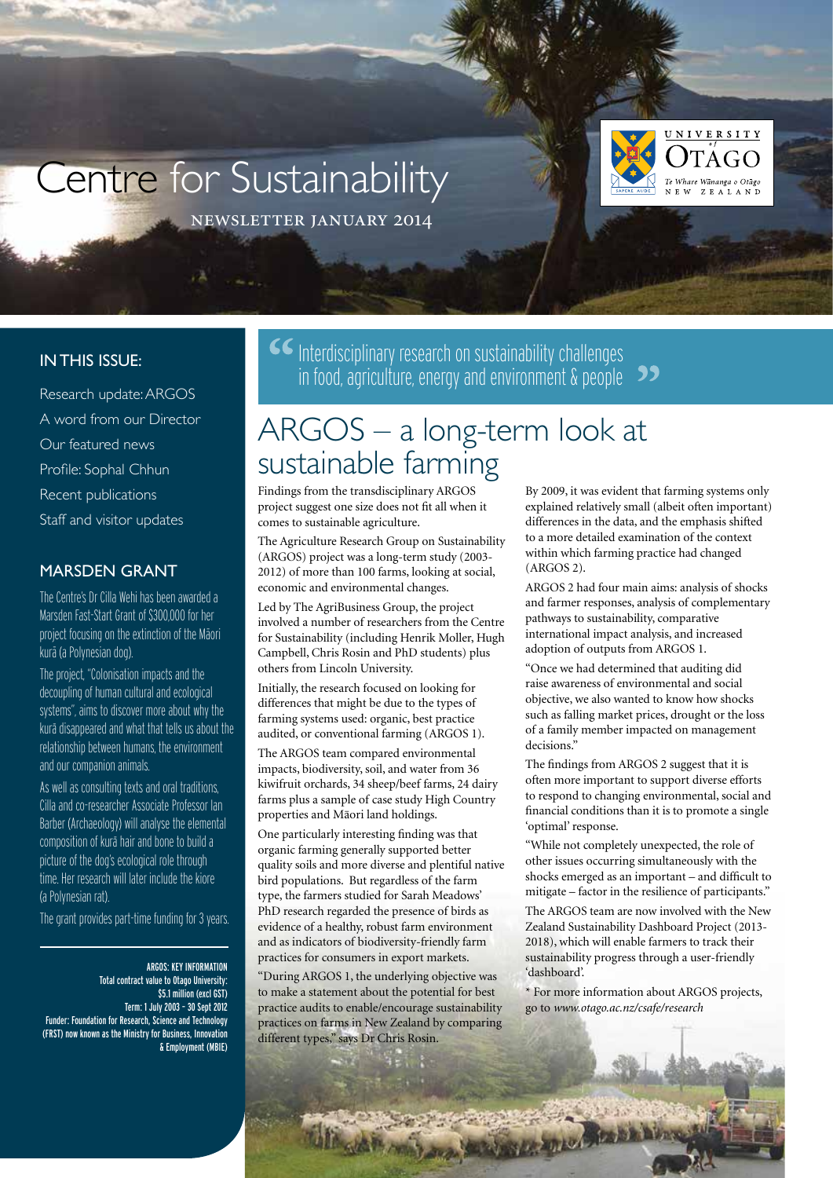# Centre for Sustainability

NEWSLETTER JANUARY 2014

UNIVERSITY of OTAGO
Te Whare Wānanga o Otāgo
NEW ZEALAND

## IN THIS ISSUE:

- Research update: ARGOS
- A word from our Director
- Our featured news
- Profile: Sophal Chhun
- Recent publications
- Staff and visitor updates

## MARSDEN GRANT

The Centre's Dr Cilla Wehi has been awarded a Marsden Fast-Start Grant of $300,000 for her project focusing on the extinction of the Māori kurī (a Polynesian dog).

The project, "Colonisation impacts and the decoupling of human cultural and ecological systems", aims to discover more about why the kurī disappeared and what that tells us about the relationship between humans, the environment and our companion animals.

As well as consulting texts and oral traditions, Cilla and co-researcher Associate Professor Ian Barber (Archaeology) will analyse the elemental composition of kurī hair and bone to build a picture of the dog's ecological role through time. Her research will later include the kiore (a Polynesian rat).

The grant provides part-time funding for 3 years.

**ARGOS: KEY INFORMATION**
Total contract value to Otago University: $5.1 million (excl GST)
Term: 1 July 2003 – 30 Sept 2012
Funder: Foundation for Research, Science and Technology (FRST) now known as the Ministry for Business, Innovation & Employment (MBIE)

> "Interdisciplinary research on sustainability challenges in food, agriculture, energy and environment & people"

# ARGOS – a long-term look at sustainable farming

Findings from the transdisciplinary ARGOS project suggest one size does not fit all when it comes to sustainable agriculture.

The Agriculture Research Group on Sustainability (ARGOS) project was a long-term study (2003-2012) of more than 100 farms, looking at social, economic and environmental changes.

Led by The AgriBusiness Group, the project involved a number of researchers from the Centre for Sustainability (including Henrik Moller, Hugh Campbell, Chris Rosin and PhD students) plus others from Lincoln University.

Initially, the research focused on looking for differences that might be due to the types of farming systems used: organic, best practice audited, or conventional farming (ARGOS 1).

The ARGOS team compared environmental impacts, biodiversity, soil, and water from 36 kiwifruit orchards, 34 sheep/beef farms, 24 dairy farms plus a sample of case study High Country properties and Māori land holdings.

One particularly interesting finding was that organic farming generally supported better quality soils and more diverse and plentiful native bird populations. But regardless of the farm type, the farmers studied for Sarah Meadows' PhD research regarded the presence of birds as evidence of a healthy, robust farm environment and as indicators of biodiversity-friendly farm practices for consumers in export markets.

"During ARGOS 1, the underlying objective was to make a statement about the potential for best practice audits to enable/encourage sustainability practices on farms in New Zealand by comparing different types," says Dr Chris Rosin.

By 2009, it was evident that farming systems only explained relatively small (albeit often important) differences in the data, and the emphasis shifted to a more detailed examination of the context within which farming practice had changed (ARGOS 2).

ARGOS 2 had four main aims: analysis of shocks and farmer responses, analysis of complementary pathways to sustainability, comparative international impact analysis, and increased adoption of outputs from ARGOS 1.

"Once we had determined that auditing did raise awareness of environmental and social objective, we also wanted to know how shocks such as falling market prices, drought or the loss of a family member impacted on management decisions."

The findings from ARGOS 2 suggest that it is often more important to support diverse efforts to respond to changing environmental, social and financial conditions than it is to promote a single 'optimal' response.

"While not completely unexpected, the role of other issues occurring simultaneously with the shocks emerged as an important – and difficult to mitigate – factor in the resilience of participants."

The ARGOS team are now involved with the New Zealand Sustainability Dashboard Project (2013-2018), which will enable farmers to track their sustainability progress through a user-friendly 'dashboard'.

* For more information about ARGOS projects, go to *www.otago.ac.nz/csafe/research*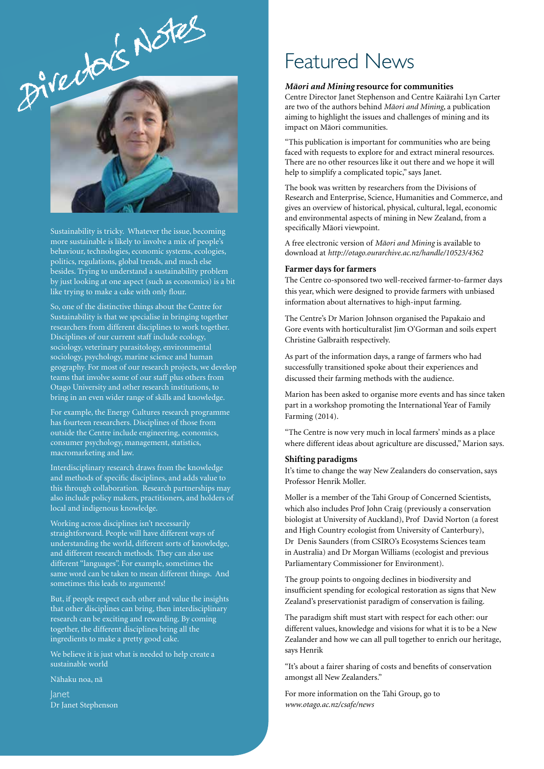# Director's Notes

Sustainability is tricky. Whatever the issue, becoming more sustainable is likely to involve a mix of people's behaviour, technologies, economic systems, ecologies, politics, regulations, global trends, and much else besides. Trying to understand a sustainability problem by just looking at one aspect (such as economics) is a bit like trying to make a cake with only flour.

So, one of the distinctive things about the Centre for Sustainability is that we specialise in bringing together researchers from different disciplines to work together. Disciplines of our current staff include ecology, sociology, veterinary parasitology, environmental sociology, psychology, marine science and human geography. For most of our research projects, we develop teams that involve some of our staff plus others from Otago University and other research institutions, to bring in an even wider range of skills and knowledge.

For example, the Energy Cultures research programme has fourteen researchers. Disciplines of those from outside the Centre include engineering, economics, consumer psychology, management, statistics, macromarketing and law.

Interdisciplinary research draws from the knowledge and methods of specific disciplines, and adds value to this through collaboration. Research partnerships may also include policy makers, practitioners, and holders of local and indigenous knowledge.

Working across disciplines isn't necessarily straightforward. People will have different ways of understanding the world, different sorts of knowledge, and different research methods. They can also use different "languages". For example, sometimes the same word can be taken to mean different things. And sometimes this leads to arguments!

But, if people respect each other and value the insights that other disciplines can bring, then interdisciplinary research can be exciting and rewarding. By coming together, the different disciplines bring all the ingredients to make a pretty good cake.

We believe it is just what is needed to help create a sustainable world

Nāhaku noa, nā

Janet
Dr Janet Stephenson

# Featured News

### *Māori and Mining* resource for communities

Centre Director Janet Stephenson and Centre Kaiārahi Lyn Carter are two of the authors behind *Māori and Mining*, a publication aiming to highlight the issues and challenges of mining and its impact on Māori communities.

"This publication is important for communities who are being faced with requests to explore for and extract mineral resources. There are no other resources like it out there and we hope it will help to simplify a complicated topic," says Janet.

The book was written by researchers from the Divisions of Research and Enterprise, Science, Humanities and Commerce, and gives an overview of historical, physical, cultural, legal, economic and environmental aspects of mining in New Zealand, from a specifically Māori viewpoint.

A free electronic version of *Māori and Mining* is available to download at *http://otago.ourarchive.ac.nz/handle/10523/4362*

### Farmer days for farmers

The Centre co-sponsored two well-received farmer-to-farmer days this year, which were designed to provide farmers with unbiased information about alternatives to high-input farming.

The Centre's Dr Marion Johnson organised the Papakaio and Gore events with horticulturalist Jim O'Gorman and soils expert Christine Galbraith respectively.

As part of the information days, a range of farmers who had successfully transitioned spoke about their experiences and discussed their farming methods with the audience.

Marion has been asked to organise more events and has since taken part in a workshop promoting the International Year of Family Farming (2014).

"The Centre is now very much in local farmers' minds as a place where different ideas about agriculture are discussed," Marion says.

### Shifting paradigms

It's time to change the way New Zealanders do conservation, says Professor Henrik Moller.

Moller is a member of the Tahi Group of Concerned Scientists, which also includes Prof John Craig (previously a conservation biologist at University of Auckland), Prof David Norton (a forest and High Country ecologist from University of Canterbury), Dr Denis Saunders (from CSIRO's Ecosystems Sciences team in Australia) and Dr Morgan Williams (ecologist and previous Parliamentary Commissioner for Environment).

The group points to ongoing declines in biodiversity and insufficient spending for ecological restoration as signs that New Zealand's preservationist paradigm of conservation is failing.

The paradigm shift must start with respect for each other: our different values, knowledge and visions for what it is to be a New Zealander and how we can all pull together to enrich our heritage, says Henrik

"It's about a fairer sharing of costs and benefits of conservation amongst all New Zealanders."

For more information on the Tahi Group, go to *www.otago.ac.nz/csafe/news*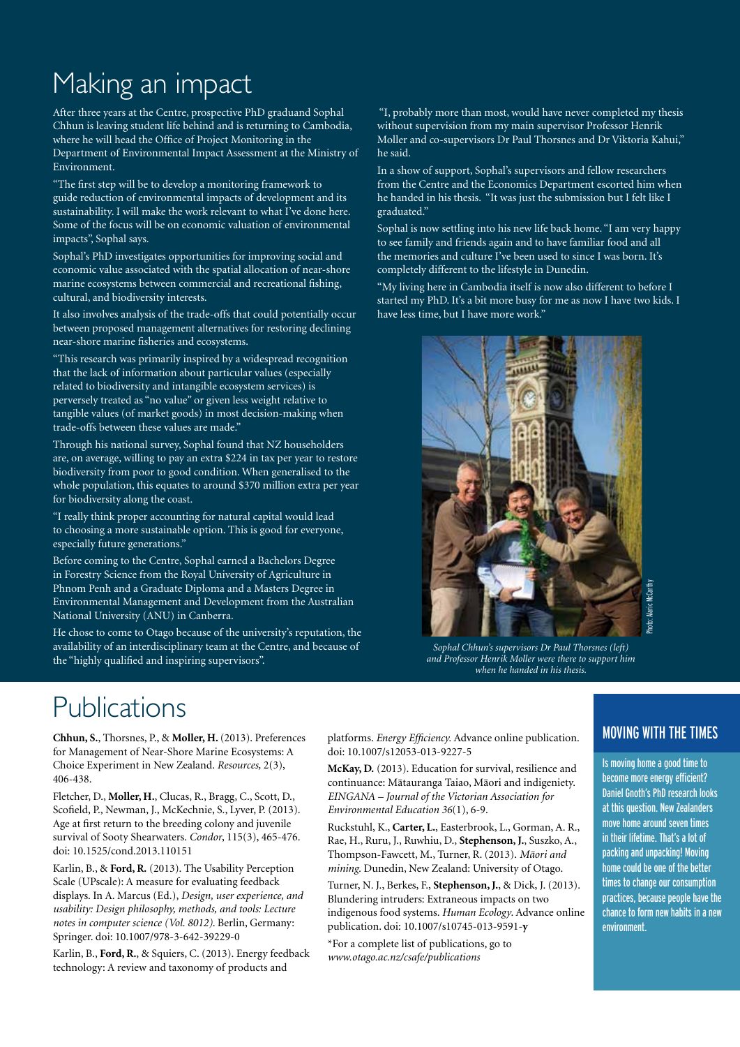# Making an impact

After three years at the Centre, prospective PhD graduand Sophal Chhun is leaving student life behind and is returning to Cambodia, where he will head the Office of Project Monitoring in the Department of Environmental Impact Assessment at the Ministry of Environment.

"The first step will be to develop a monitoring framework to guide reduction of environmental impacts of development and its sustainability. I will make the work relevant to what I've done here. Some of the focus will be on economic valuation of environmental impacts", Sophal says.

Sophal's PhD investigates opportunities for improving social and economic value associated with the spatial allocation of near-shore marine ecosystems between commercial and recreational fishing, cultural, and biodiversity interests.

It also involves analysis of the trade-offs that could potentially occur between proposed management alternatives for restoring declining near-shore marine fisheries and ecosystems.

"This research was primarily inspired by a widespread recognition that the lack of information about particular values (especially related to biodiversity and intangible ecosystem services) is perversely treated as "no value" or given less weight relative to tangible values (of market goods) in most decision-making when trade-offs between these values are made."

Through his national survey, Sophal found that NZ householders are, on average, willing to pay an extra $224 in tax per year to restore biodiversity from poor to good condition. When generalised to the whole population, this equates to around $370 million extra per year for biodiversity along the coast.

"I really think proper accounting for natural capital would lead to choosing a more sustainable option. This is good for everyone, especially future generations."

Before coming to the Centre, Sophal earned a Bachelors Degree in Forestry Science from the Royal University of Agriculture in Phnom Penh and a Graduate Diploma and a Masters Degree in Environmental Management and Development from the Australian National University (ANU) in Canberra.

He chose to come to Otago because of the university's reputation, the availability of an interdisciplinary team at the Centre, and because of the "highly qualified and inspiring supervisors".

"I, probably more than most, would have never completed my thesis without supervision from my main supervisor Professor Henrik Moller and co-supervisors Dr Paul Thorsnes and Dr Viktoria Kahui," he said.

In a show of support, Sophal's supervisors and fellow researchers from the Centre and the Economics Department escorted him when he handed in his thesis. "It was just the submission but I felt like I graduated."

Sophal is now settling into his new life back home. "I am very happy to see family and friends again and to have familiar food and all the memories and culture I've been used to since I was born. It's completely different to the lifestyle in Dunedin.

"My living here in Cambodia itself is now also different to before I started my PhD. It's a bit more busy for me as now I have two kids. I have less time, but I have more work."

Photo: Alaric McCarthy

*Sophal Chhun's supervisors Dr Paul Thorsnes (left) and Professor Henrik Moller were there to support him when he handed in his thesis.*

# Publications

**Chhun, S.**, Thorsnes, P., & **Moller, H.** (2013). Preferences for Management of Near-Shore Marine Ecosystems: A Choice Experiment in New Zealand. *Resources,* 2(3), 406-438.

Fletcher, D., **Moller, H.**, Clucas, R., Bragg, C., Scott, D., Scofield, P., Newman, J., McKechnie, S., Lyver, P. (2013). Age at first return to the breeding colony and juvenile survival of Sooty Shearwaters. *Condor*, 115(3), 465-476. doi: 10.1525/cond.2013.110151

Karlin, B., & **Ford, R.** (2013). The Usability Perception Scale (UPscale): A measure for evaluating feedback displays. In A. Marcus (Ed.), *Design, user experience, and usability: Design philosophy, methods, and tools: Lecture notes in computer science (Vol. 8012).* Berlin, Germany: Springer. doi: 10.1007/978-3-642-39229-0

Karlin, B., **Ford, R.**, & Squiers, C. (2013). Energy feedback technology: A review and taxonomy of products and platforms. *Energy Efficiency.* Advance online publication. doi: 10.1007/s12053-013-9227-5

**McKay, D.** (2013). Education for survival, resilience and continuance: Mātauranga Taiao, Māori and indigeneity. *EINGANA – Journal of the Victorian Association for Environmental Education 36*(1), 6-9.

Ruckstuhl, K., **Carter, L.**, Easterbrook, L., Gorman, A. R., Rae, H., Ruru, J., Ruwhiu, D., **Stephenson, J.**, Suszko, A., Thompson-Fawcett, M., Turner, R. (2013). *Māori and mining.* Dunedin, New Zealand: University of Otago.

Turner, N. J., Berkes, F., **Stephenson, J.**, & Dick, J. (2013). Blundering intruders: Extraneous impacts on two indigenous food systems. *Human Ecology.* Advance online publication. doi: 10.1007/s10745-013-9591-y

*For a complete list of publications, go to *www.otago.ac.nz/csafe/publications*

## MOVING WITH THE TIMES

Is moving home a good time to become more energy efficient? Daniel Gnoth's PhD research looks at this question. New Zealanders move home around seven times in their lifetime. That's a lot of packing and unpacking! Moving home could be one of the better times to change our consumption practices, because people have the chance to form new habits in a new environment.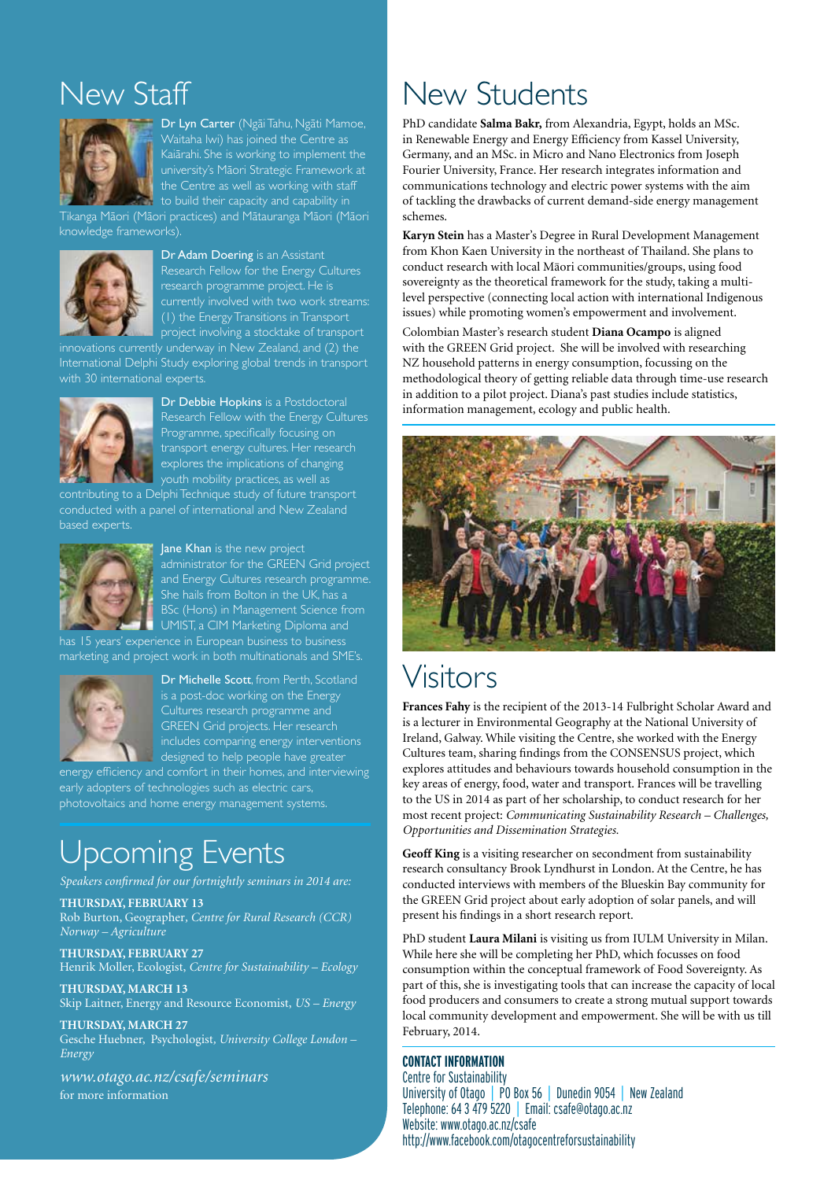# New Staff

**Dr Lyn Carter** (Ngāi Tahu, Ngāti Mamoe, Waitaha Iwi) has joined the Centre as Kaiārahi. She is working to implement the university's Māori Strategic Framework at the Centre as well as working with staff to build their capacity and capability in Tikanga Māori (Māori practices) and Mātauranga Māori (Māori knowledge frameworks).

**Dr Adam Doering** is an Assistant Research Fellow for the Energy Cultures research programme project. He is currently involved with two work streams: (1) the Energy Transitions in Transport project involving a stocktake of transport innovations currently underway in New Zealand, and (2) the International Delphi Study exploring global trends in transport with 30 international experts.

**Dr Debbie Hopkins** is a Postdoctoral Research Fellow with the Energy Cultures Programme, specifically focusing on transport energy cultures. Her research explores the implications of changing youth mobility practices, as well as contributing to a Delphi Technique study of future transport conducted with a panel of international and New Zealand based experts.

**Jane Khan** is the new project administrator for the GREEN Grid project and Energy Cultures research programme. She hails from Bolton in the UK, has a BSc (Hons) in Management Science from UMIST, a CIM Marketing Diploma and has 15 years' experience in European business to business marketing and project work in both multinationals and SME's.

**Dr Michelle Scott**, from Perth, Scotland is a post-doc working on the Energy Cultures research programme and GREEN Grid projects. Her research includes comparing energy interventions designed to help people have greater energy efficiency and comfort in their homes, and interviewing early adopters of technologies such as electric cars, photovoltaics and home energy management systems.

# Upcoming Events

*Speakers confirmed for our fortnightly seminars in 2014 are:*

**THURSDAY, FEBRUARY 13**
Rob Burton, Geographer, *Centre for Rural Research (CCR) Norway – Agriculture*

**THURSDAY, FEBRUARY 27**
Henrik Moller, Ecologist, *Centre for Sustainability – Ecology*

**THURSDAY, MARCH 13**
Skip Laitner, Energy and Resource Economist, *US – Energy*

**THURSDAY, MARCH 27**
Gesche Huebner, Psychologist, *University College London – Energy*

*www.otago.ac.nz/csafe/seminars*
for more information

# New Students

PhD candidate **Salma Bakr,** from Alexandria, Egypt, holds an MSc. in Renewable Energy and Energy Efficiency from Kassel University, Germany, and an MSc. in Micro and Nano Electronics from Joseph Fourier University, France. Her research integrates information and communications technology and electric power systems with the aim of tackling the drawbacks of current demand-side energy management schemes.

**Karyn Stein** has a Master's Degree in Rural Development Management from Khon Kaen University in the northeast of Thailand. She plans to conduct research with local Māori communities/groups, using food sovereignty as the theoretical framework for the study, taking a multi-level perspective (connecting local action with international Indigenous issues) while promoting women's empowerment and involvement.

Colombian Master's research student **Diana Ocampo** is aligned with the GREEN Grid project. She will be involved with researching NZ household patterns in energy consumption, focussing on the methodological theory of getting reliable data through time-use research in addition to a pilot project. Diana's past studies include statistics, information management, ecology and public health.

# Visitors

**Frances Fahy** is the recipient of the 2013-14 Fulbright Scholar Award and is a lecturer in Environmental Geography at the National University of Ireland, Galway. While visiting the Centre, she worked with the Energy Cultures team, sharing findings from the CONSENSUS project, which explores attitudes and behaviours towards household consumption in the key areas of energy, food, water and transport. Frances will be travelling to the US in 2014 as part of her scholarship, to conduct research for her most recent project: *Communicating Sustainability Research – Challenges, Opportunities and Dissemination Strategies.*

**Geoff King** is a visiting researcher on secondment from sustainability research consultancy Brook Lyndhurst in London. At the Centre, he has conducted interviews with members of the Blueskin Bay community for the GREEN Grid project about early adoption of solar panels, and will present his findings in a short research report.

PhD student **Laura Milani** is visiting us from IULM University in Milan. While here she will be completing her PhD, which focusses on food consumption within the conceptual framework of Food Sovereignty. As part of this, she is investigating tools that can increase the capacity of local food producers and consumers to create a strong mutual support towards local community development and empowerment. She will be with us till February, 2014.

**CONTACT INFORMATION**
Centre for Sustainability
University of Otago | PO Box 56 | Dunedin 9054 | New Zealand
Telephone: 64 3 479 5220 | Email: csafe@otago.ac.nz
Website: www.otago.ac.nz/csafe
http://www.facebook.com/otagocentreforsustainability